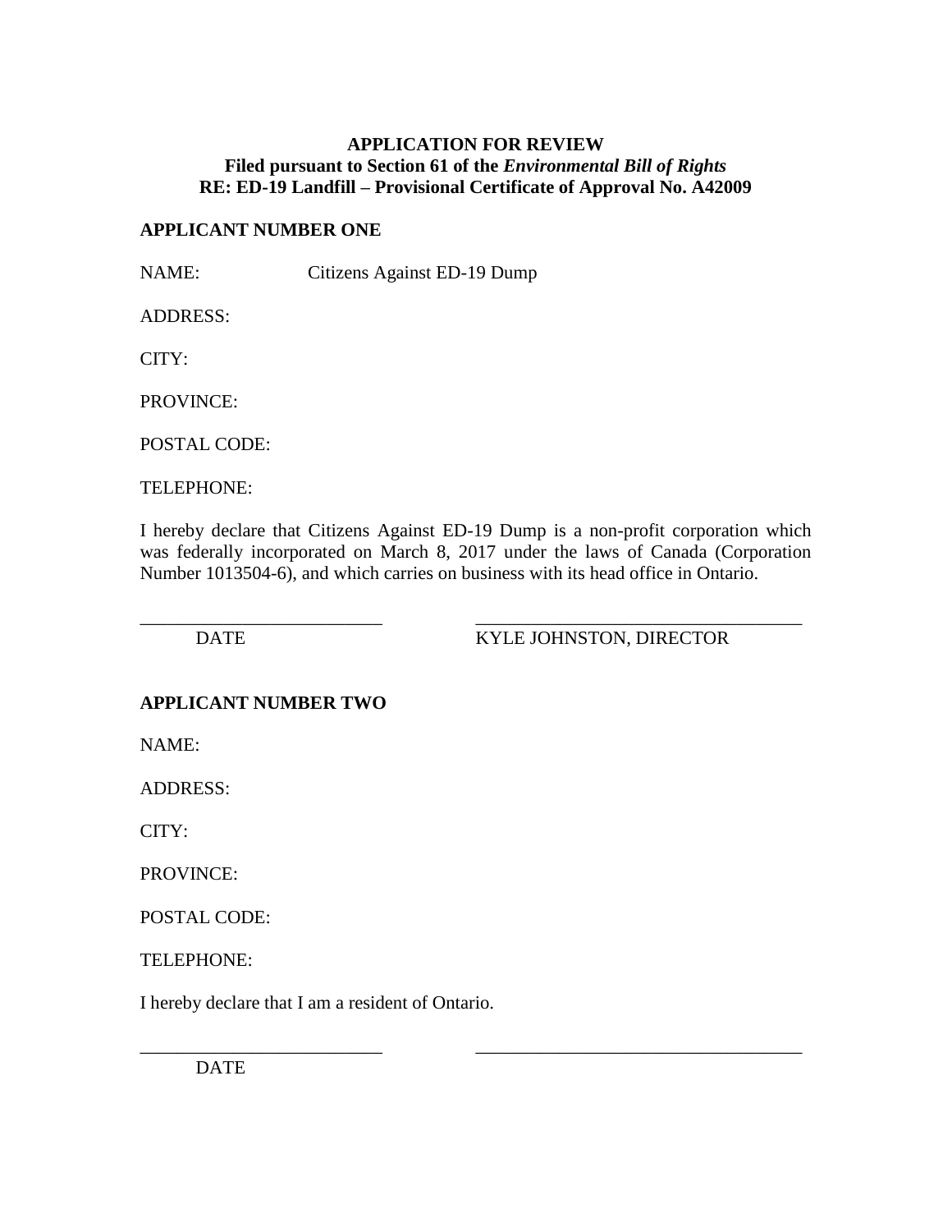**APPLICATION FOR REVIEW**
**Filed pursuant to Section 61 of the *Environmental Bill of Rights***
**RE: ED-19 Landfill – Provisional Certificate of Approval No. A42009**

**APPLICANT NUMBER ONE**

NAME: Citizens Against ED-19 Dump

ADDRESS:

CITY:

PROVINCE:

POSTAL CODE:

TELEPHONE:

I hereby declare that Citizens Against ED-19 Dump is a non-profit corporation which was federally incorporated on March 8, 2017 under the laws of Canada (Corporation Number 1013504-6), and which carries on business with its head office in Ontario.

\_\_\_\_\_\_\_\_\_\_\_\_\_\_\_\_\_\_\_\_\_\_\_\_\_\_ \_\_\_\_\_\_\_\_\_\_\_\_\_\_\_\_\_\_\_\_\_\_\_\_\_\_\_\_\_\_\_\_\_\_\_
DATE KYLE JOHNSTON, DIRECTOR

**APPLICANT NUMBER TWO**

NAME:

ADDRESS:

CITY:

PROVINCE:

POSTAL CODE:

TELEPHONE:

I hereby declare that I am a resident of Ontario.

\_\_\_\_\_\_\_\_\_\_\_\_\_\_\_\_\_\_\_\_\_\_\_\_\_\_ \_\_\_\_\_\_\_\_\_\_\_\_\_\_\_\_\_\_\_\_\_\_\_\_\_\_\_\_\_\_\_\_\_\_\_
DATE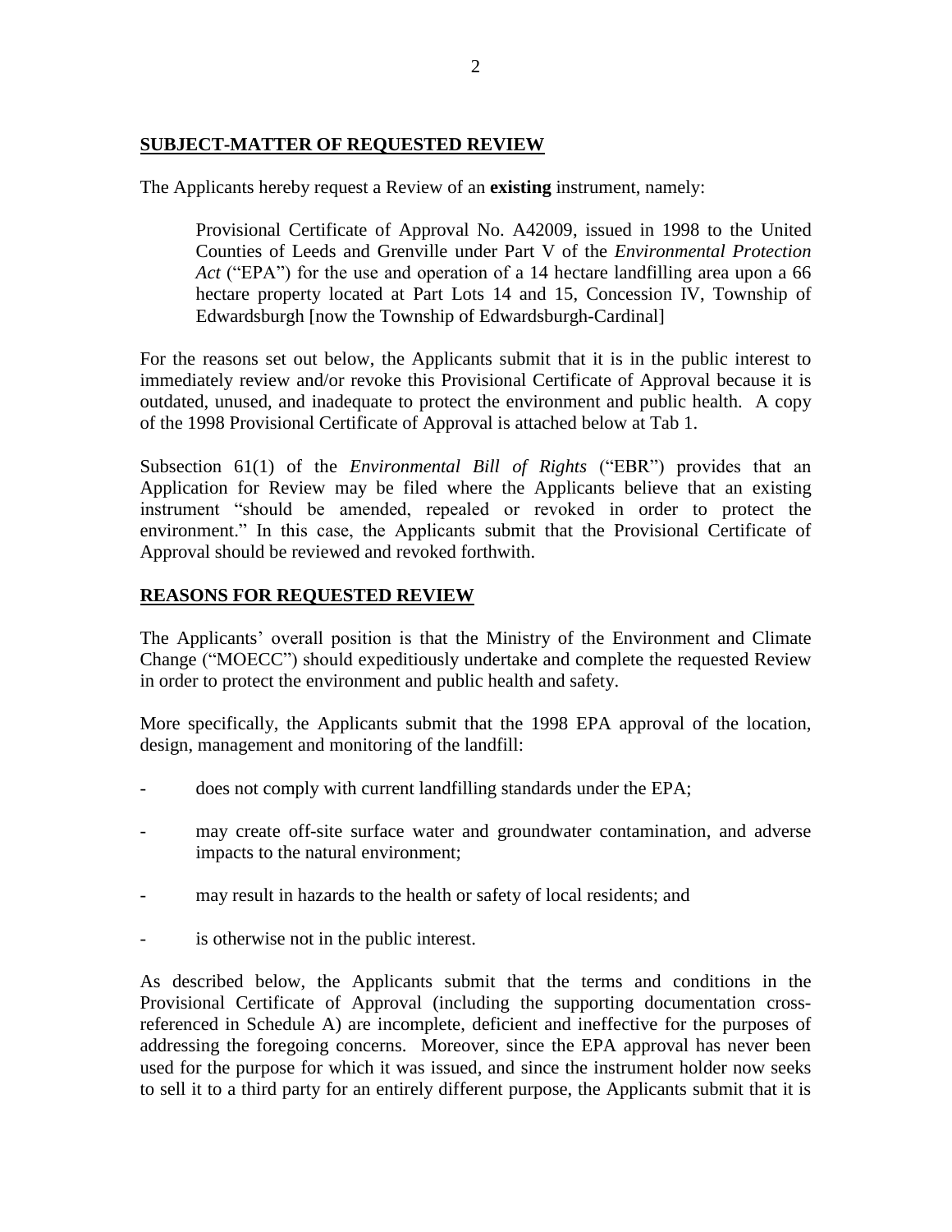## SUBJECT-MATTER OF REQUESTED REVIEW

The Applicants hereby request a Review of an **existing** instrument, namely:

> Provisional Certificate of Approval No. A42009, issued in 1998 to the United Counties of Leeds and Grenville under Part V of the *Environmental Protection Act* ("EPA") for the use and operation of a 14 hectare landfilling area upon a 66 hectare property located at Part Lots 14 and 15, Concession IV, Township of Edwardsburgh [now the Township of Edwardsburgh-Cardinal]

For the reasons set out below, the Applicants submit that it is in the public interest to immediately review and/or revoke this Provisional Certificate of Approval because it is outdated, unused, and inadequate to protect the environment and public health. A copy of the 1998 Provisional Certificate of Approval is attached below at Tab 1.

Subsection 61(1) of the *Environmental Bill of Rights* ("EBR") provides that an Application for Review may be filed where the Applicants believe that an existing instrument "should be amended, repealed or revoked in order to protect the environment." In this case, the Applicants submit that the Provisional Certificate of Approval should be reviewed and revoked forthwith.

## REASONS FOR REQUESTED REVIEW

The Applicants' overall position is that the Ministry of the Environment and Climate Change ("MOECC") should expeditiously undertake and complete the requested Review in order to protect the environment and public health and safety.

More specifically, the Applicants submit that the 1998 EPA approval of the location, design, management and monitoring of the landfill:

- does not comply with current landfilling standards under the EPA;
- may create off-site surface water and groundwater contamination, and adverse impacts to the natural environment;
- may result in hazards to the health or safety of local residents; and
- is otherwise not in the public interest.

As described below, the Applicants submit that the terms and conditions in the Provisional Certificate of Approval (including the supporting documentation cross-referenced in Schedule A) are incomplete, deficient and ineffective for the purposes of addressing the foregoing concerns. Moreover, since the EPA approval has never been used for the purpose for which it was issued, and since the instrument holder now seeks to sell it to a third party for an entirely different purpose, the Applicants submit that it is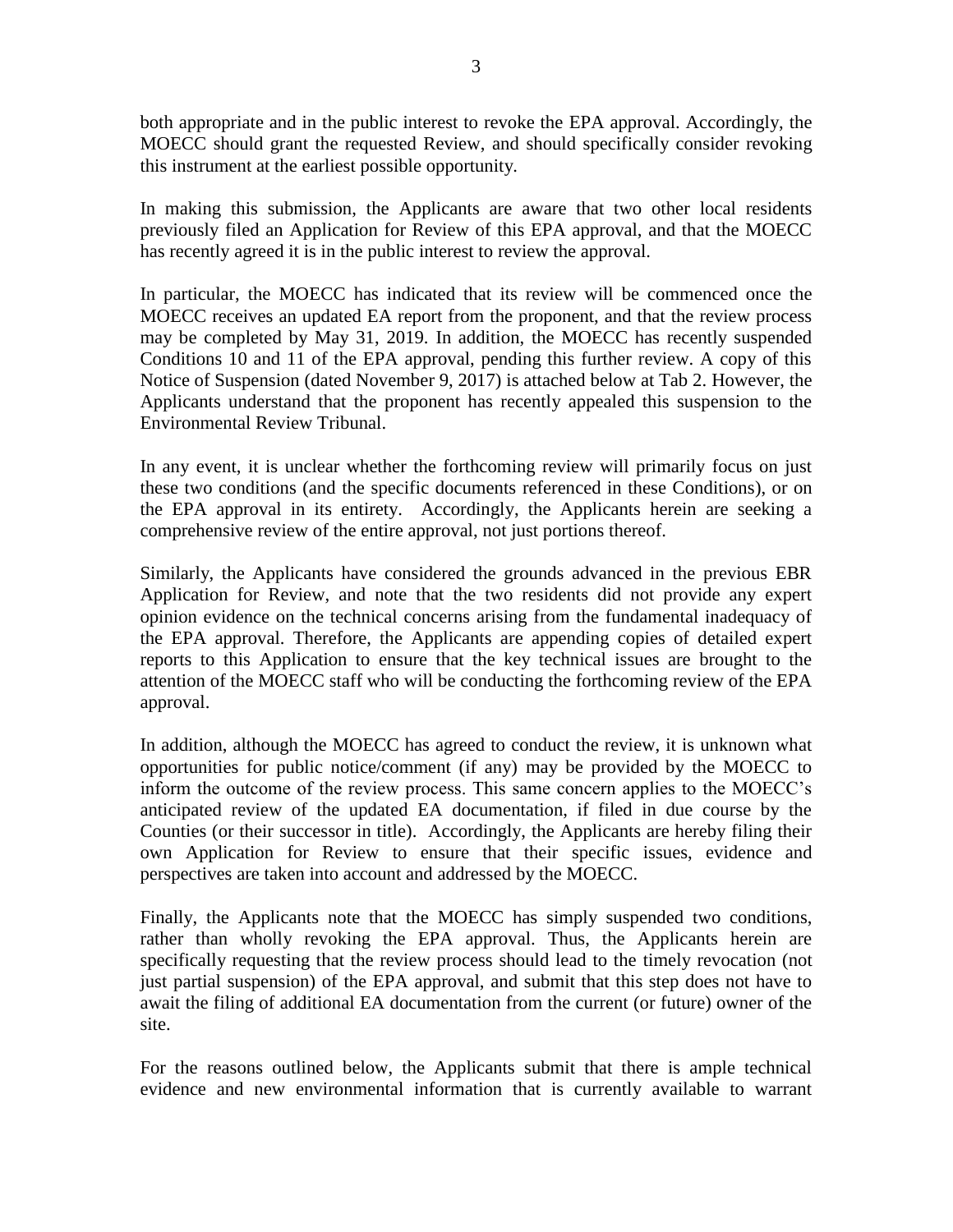both appropriate and in the public interest to revoke the EPA approval. Accordingly, the MOECC should grant the requested Review, and should specifically consider revoking this instrument at the earliest possible opportunity.

In making this submission, the Applicants are aware that two other local residents previously filed an Application for Review of this EPA approval, and that the MOECC has recently agreed it is in the public interest to review the approval.

In particular, the MOECC has indicated that its review will be commenced once the MOECC receives an updated EA report from the proponent, and that the review process may be completed by May 31, 2019. In addition, the MOECC has recently suspended Conditions 10 and 11 of the EPA approval, pending this further review. A copy of this Notice of Suspension (dated November 9, 2017) is attached below at Tab 2. However, the Applicants understand that the proponent has recently appealed this suspension to the Environmental Review Tribunal.

In any event, it is unclear whether the forthcoming review will primarily focus on just these two conditions (and the specific documents referenced in these Conditions), or on the EPA approval in its entirety. Accordingly, the Applicants herein are seeking a comprehensive review of the entire approval, not just portions thereof.

Similarly, the Applicants have considered the grounds advanced in the previous EBR Application for Review, and note that the two residents did not provide any expert opinion evidence on the technical concerns arising from the fundamental inadequacy of the EPA approval. Therefore, the Applicants are appending copies of detailed expert reports to this Application to ensure that the key technical issues are brought to the attention of the MOECC staff who will be conducting the forthcoming review of the EPA approval.

In addition, although the MOECC has agreed to conduct the review, it is unknown what opportunities for public notice/comment (if any) may be provided by the MOECC to inform the outcome of the review process. This same concern applies to the MOECC's anticipated review of the updated EA documentation, if filed in due course by the Counties (or their successor in title). Accordingly, the Applicants are hereby filing their own Application for Review to ensure that their specific issues, evidence and perspectives are taken into account and addressed by the MOECC.

Finally, the Applicants note that the MOECC has simply suspended two conditions, rather than wholly revoking the EPA approval. Thus, the Applicants herein are specifically requesting that the review process should lead to the timely revocation (not just partial suspension) of the EPA approval, and submit that this step does not have to await the filing of additional EA documentation from the current (or future) owner of the site.

For the reasons outlined below, the Applicants submit that there is ample technical evidence and new environmental information that is currently available to warrant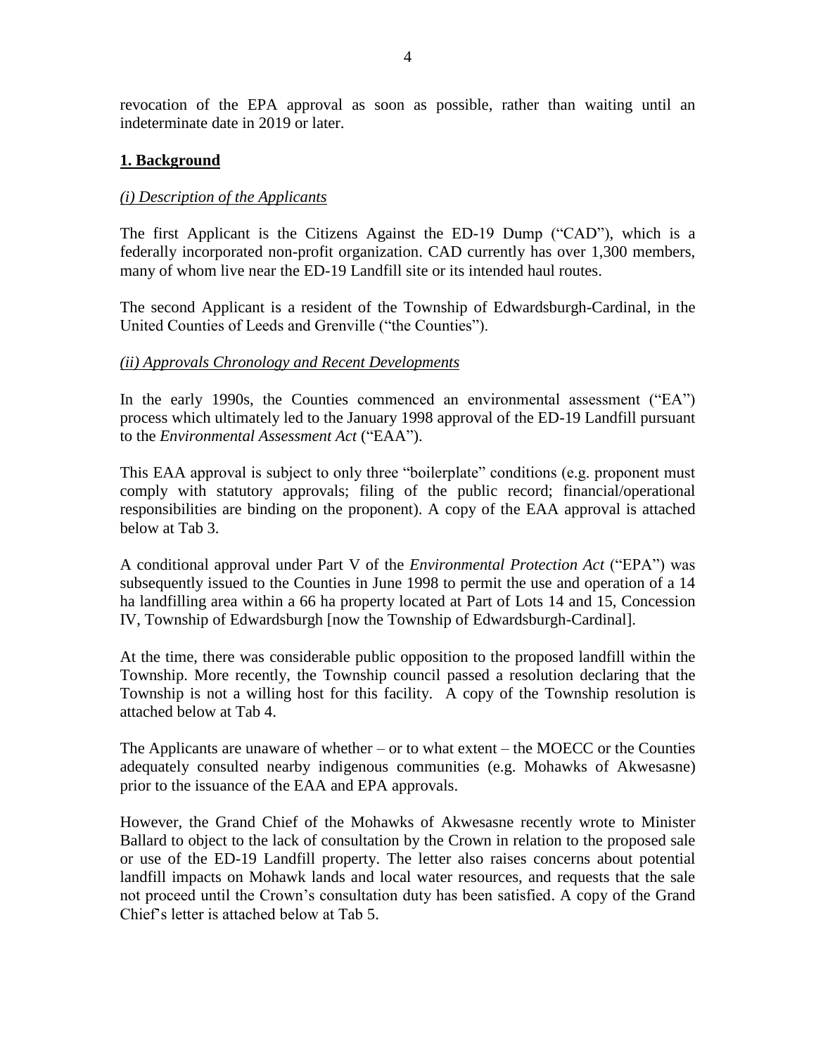revocation of the EPA approval as soon as possible, rather than waiting until an indeterminate date in 2019 or later.

## **1. Background**

### *(i) Description of the Applicants*

The first Applicant is the Citizens Against the ED-19 Dump ("CAD"), which is a federally incorporated non-profit organization. CAD currently has over 1,300 members, many of whom live near the ED-19 Landfill site or its intended haul routes.

The second Applicant is a resident of the Township of Edwardsburgh-Cardinal, in the United Counties of Leeds and Grenville ("the Counties").

### *(ii) Approvals Chronology and Recent Developments*

In the early 1990s, the Counties commenced an environmental assessment ("EA") process which ultimately led to the January 1998 approval of the ED-19 Landfill pursuant to the *Environmental Assessment Act* ("EAA").

This EAA approval is subject to only three "boilerplate" conditions (e.g. proponent must comply with statutory approvals; filing of the public record; financial/operational responsibilities are binding on the proponent). A copy of the EAA approval is attached below at Tab 3.

A conditional approval under Part V of the *Environmental Protection Act* ("EPA") was subsequently issued to the Counties in June 1998 to permit the use and operation of a 14 ha landfilling area within a 66 ha property located at Part of Lots 14 and 15, Concession IV, Township of Edwardsburgh [now the Township of Edwardsburgh-Cardinal].

At the time, there was considerable public opposition to the proposed landfill within the Township. More recently, the Township council passed a resolution declaring that the Township is not a willing host for this facility. A copy of the Township resolution is attached below at Tab 4.

The Applicants are unaware of whether – or to what extent – the MOECC or the Counties adequately consulted nearby indigenous communities (e.g. Mohawks of Akwesasne) prior to the issuance of the EAA and EPA approvals.

However, the Grand Chief of the Mohawks of Akwesasne recently wrote to Minister Ballard to object to the lack of consultation by the Crown in relation to the proposed sale or use of the ED-19 Landfill property. The letter also raises concerns about potential landfill impacts on Mohawk lands and local water resources, and requests that the sale not proceed until the Crown's consultation duty has been satisfied. A copy of the Grand Chief's letter is attached below at Tab 5.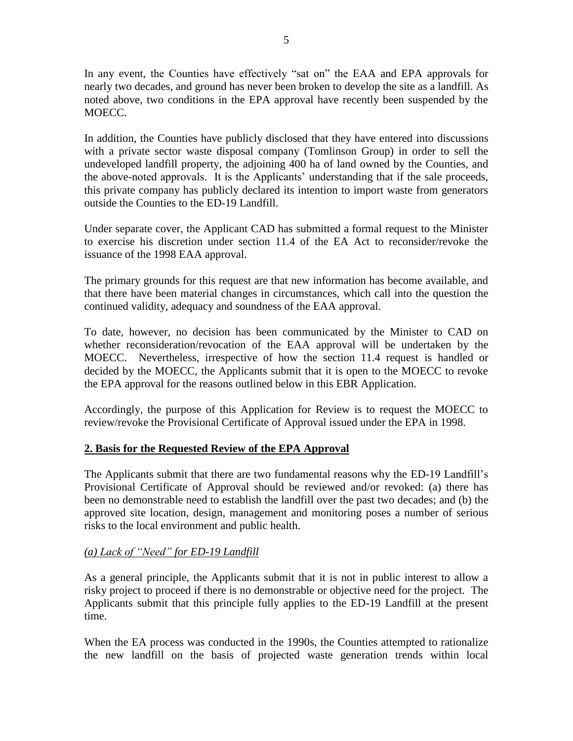In any event, the Counties have effectively "sat on" the EAA and EPA approvals for nearly two decades, and ground has never been broken to develop the site as a landfill. As noted above, two conditions in the EPA approval have recently been suspended by the MOECC.

In addition, the Counties have publicly disclosed that they have entered into discussions with a private sector waste disposal company (Tomlinson Group) in order to sell the undeveloped landfill property, the adjoining 400 ha of land owned by the Counties, and the above-noted approvals. It is the Applicants' understanding that if the sale proceeds, this private company has publicly declared its intention to import waste from generators outside the Counties to the ED-19 Landfill.

Under separate cover, the Applicant CAD has submitted a formal request to the Minister to exercise his discretion under section 11.4 of the EA Act to reconsider/revoke the issuance of the 1998 EAA approval.

The primary grounds for this request are that new information has become available, and that there have been material changes in circumstances, which call into the question the continued validity, adequacy and soundness of the EAA approval.

To date, however, no decision has been communicated by the Minister to CAD on whether reconsideration/revocation of the EAA approval will be undertaken by the MOECC. Nevertheless, irrespective of how the section 11.4 request is handled or decided by the MOECC, the Applicants submit that it is open to the MOECC to revoke the EPA approval for the reasons outlined below in this EBR Application.

Accordingly, the purpose of this Application for Review is to request the MOECC to review/revoke the Provisional Certificate of Approval issued under the EPA in 1998.

## 2. Basis for the Requested Review of the EPA Approval

The Applicants submit that there are two fundamental reasons why the ED-19 Landfill's Provisional Certificate of Approval should be reviewed and/or revoked: (a) there has been no demonstrable need to establish the landfill over the past two decades; and (b) the approved site location, design, management and monitoring poses a number of serious risks to the local environment and public health.

### *(a) Lack of "Need" for ED-19 Landfill*

As a general principle, the Applicants submit that it is not in public interest to allow a risky project to proceed if there is no demonstrable or objective need for the project. The Applicants submit that this principle fully applies to the ED-19 Landfill at the present time.

When the EA process was conducted in the 1990s, the Counties attempted to rationalize the new landfill on the basis of projected waste generation trends within local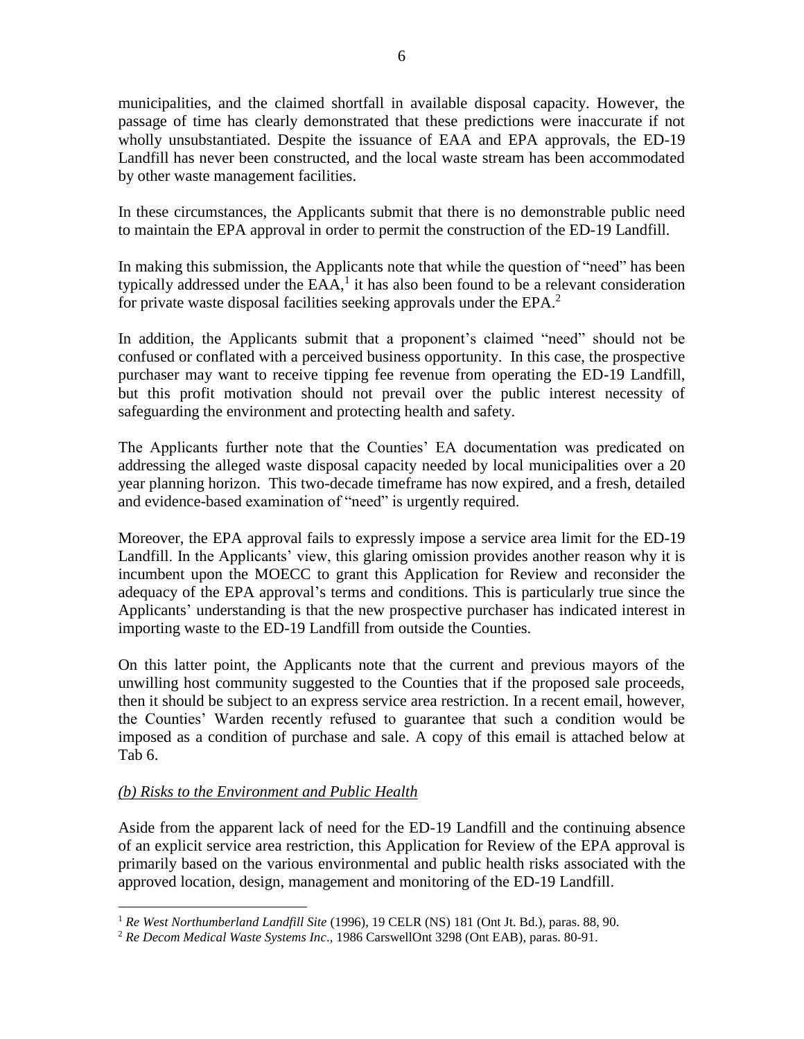municipalities, and the claimed shortfall in available disposal capacity. However, the passage of time has clearly demonstrated that these predictions were inaccurate if not wholly unsubstantiated. Despite the issuance of EAA and EPA approvals, the ED-19 Landfill has never been constructed, and the local waste stream has been accommodated by other waste management facilities.

In these circumstances, the Applicants submit that there is no demonstrable public need to maintain the EPA approval in order to permit the construction of the ED-19 Landfill.

In making this submission, the Applicants note that while the question of "need" has been typically addressed under the EAA,[1] it has also been found to be a relevant consideration for private waste disposal facilities seeking approvals under the EPA.[2]

In addition, the Applicants submit that a proponent's claimed "need" should not be confused or conflated with a perceived business opportunity. In this case, the prospective purchaser may want to receive tipping fee revenue from operating the ED-19 Landfill, but this profit motivation should not prevail over the public interest necessity of safeguarding the environment and protecting health and safety.

The Applicants further note that the Counties' EA documentation was predicated on addressing the alleged waste disposal capacity needed by local municipalities over a 20 year planning horizon. This two-decade timeframe has now expired, and a fresh, detailed and evidence-based examination of "need" is urgently required.

Moreover, the EPA approval fails to expressly impose a service area limit for the ED-19 Landfill. In the Applicants' view, this glaring omission provides another reason why it is incumbent upon the MOECC to grant this Application for Review and reconsider the adequacy of the EPA approval's terms and conditions. This is particularly true since the Applicants' understanding is that the new prospective purchaser has indicated interest in importing waste to the ED-19 Landfill from outside the Counties.

On this latter point, the Applicants note that the current and previous mayors of the unwilling host community suggested to the Counties that if the proposed sale proceeds, then it should be subject to an express service area restriction. In a recent email, however, the Counties' Warden recently refused to guarantee that such a condition would be imposed as a condition of purchase and sale. A copy of this email is attached below at Tab 6.

*(b) Risks to the Environment and Public Health*

Aside from the apparent lack of need for the ED-19 Landfill and the continuing absence of an explicit service area restriction, this Application for Review of the EPA approval is primarily based on the various environmental and public health risks associated with the approved location, design, management and monitoring of the ED-19 Landfill.

---

[1] *Re West Northumberland Landfill Site* (1996), 19 CELR (NS) 181 (Ont Jt. Bd.), paras. 88, 90.

[2] *Re Decom Medical Waste Systems Inc*., 1986 CarswellOnt 3298 (Ont EAB), paras. 80-91.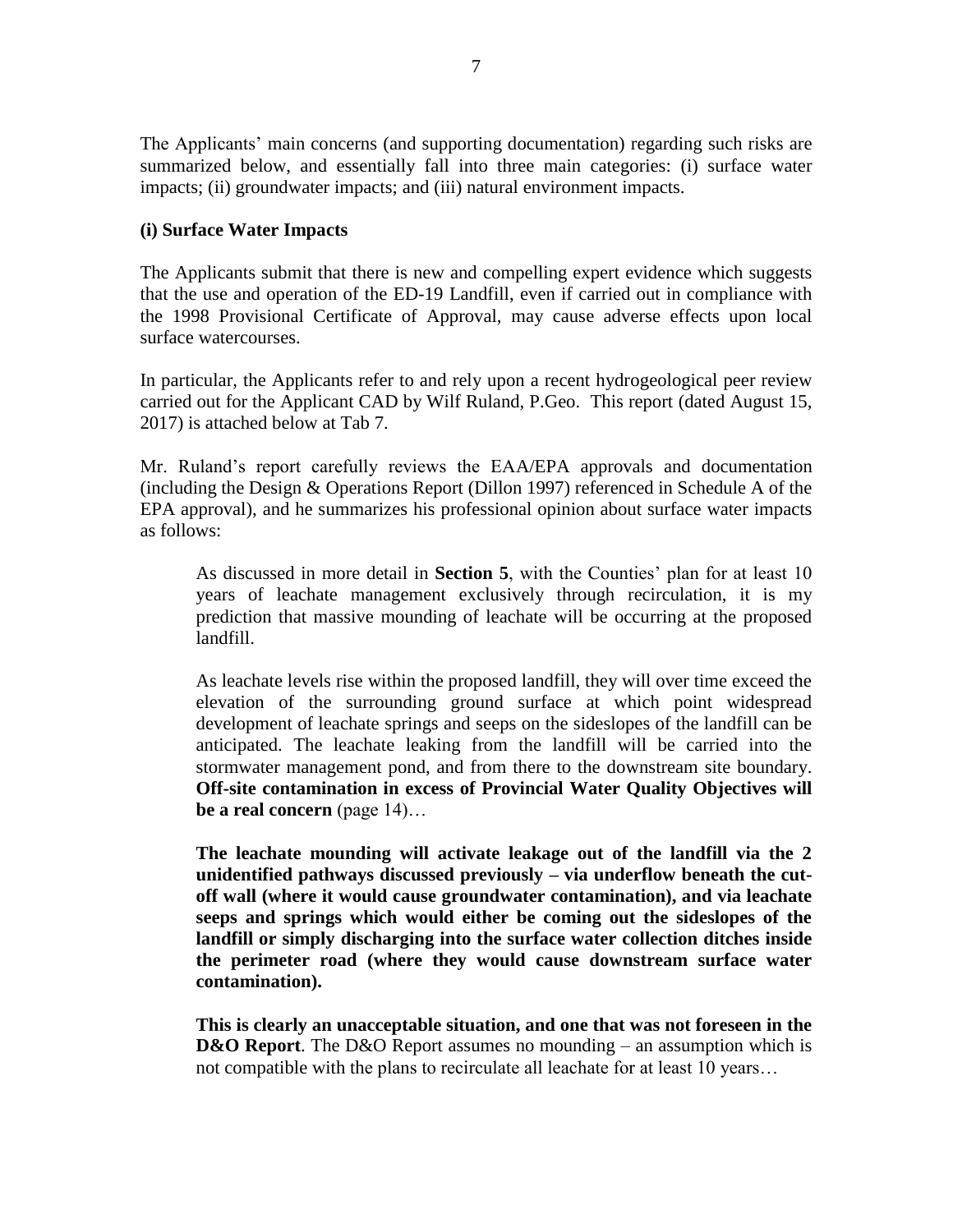The Applicants' main concerns (and supporting documentation) regarding such risks are summarized below, and essentially fall into three main categories: (i) surface water impacts; (ii) groundwater impacts; and (iii) natural environment impacts.

**(i) Surface Water Impacts**

The Applicants submit that there is new and compelling expert evidence which suggests that the use and operation of the ED-19 Landfill, even if carried out in compliance with the 1998 Provisional Certificate of Approval, may cause adverse effects upon local surface watercourses.

In particular, the Applicants refer to and rely upon a recent hydrogeological peer review carried out for the Applicant CAD by Wilf Ruland, P.Geo. This report (dated August 15, 2017) is attached below at Tab 7.

Mr. Ruland's report carefully reviews the EAA/EPA approvals and documentation (including the Design & Operations Report (Dillon 1997) referenced in Schedule A of the EPA approval), and he summarizes his professional opinion about surface water impacts as follows:

> As discussed in more detail in **Section 5**, with the Counties' plan for at least 10 years of leachate management exclusively through recirculation, it is my prediction that massive mounding of leachate will be occurring at the proposed landfill.
>
> As leachate levels rise within the proposed landfill, they will over time exceed the elevation of the surrounding ground surface at which point widespread development of leachate springs and seeps on the sideslopes of the landfill can be anticipated. The leachate leaking from the landfill will be carried into the stormwater management pond, and from there to the downstream site boundary. **Off-site contamination in excess of Provincial Water Quality Objectives will be a real concern** (page 14)…
>
> **The leachate mounding will activate leakage out of the landfill via the 2 unidentified pathways discussed previously – via underflow beneath the cut-off wall (where it would cause groundwater contamination), and via leachate seeps and springs which would either be coming out the sideslopes of the landfill or simply discharging into the surface water collection ditches inside the perimeter road (where they would cause downstream surface water contamination).**
>
> **This is clearly an unacceptable situation, and one that was not foreseen in the D&O Report**. The D&O Report assumes no mounding – an assumption which is not compatible with the plans to recirculate all leachate for at least 10 years…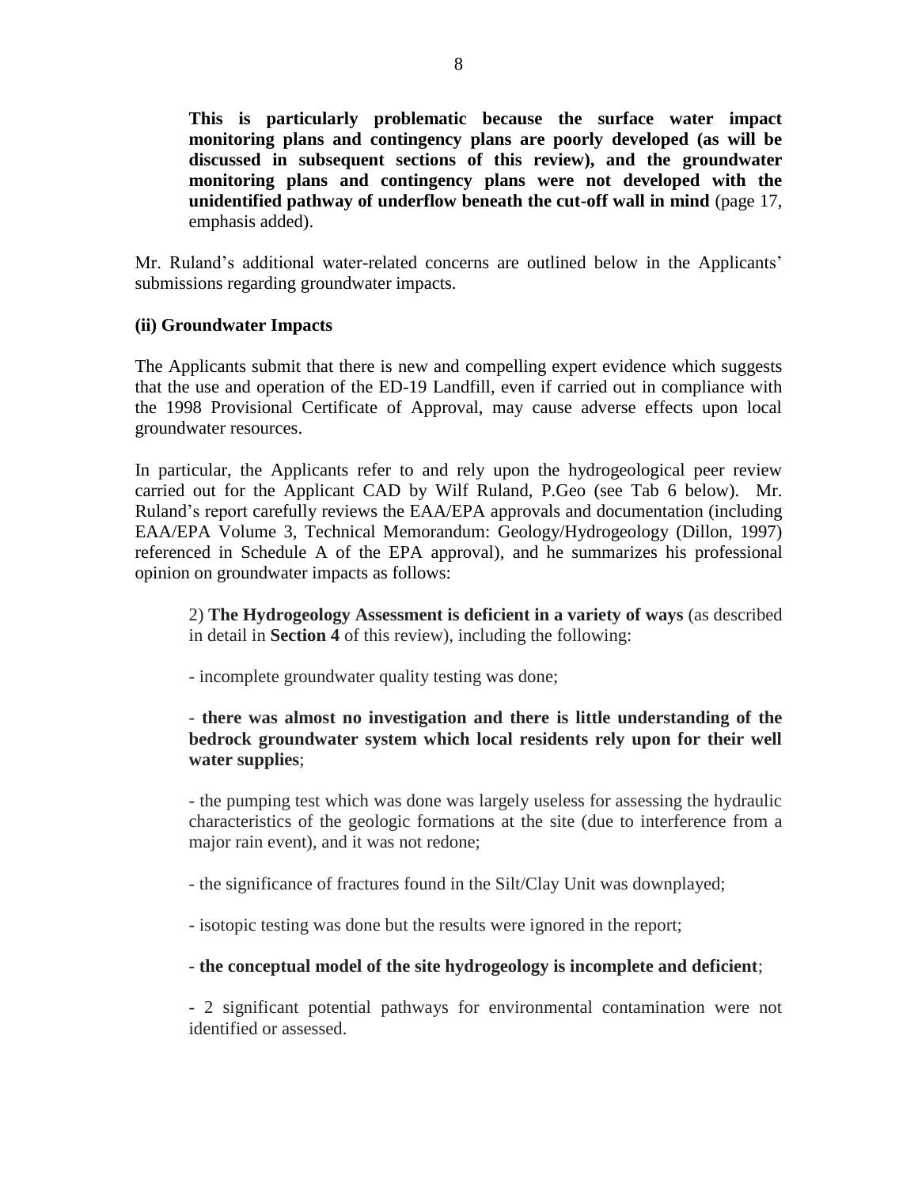> **This is particularly problematic because the surface water impact monitoring plans and contingency plans are poorly developed (as will be discussed in subsequent sections of this review), and the groundwater monitoring plans and contingency plans were not developed with the unidentified pathway of underflow beneath the cut-off wall in mind** (page 17, emphasis added).

Mr. Ruland's additional water-related concerns are outlined below in the Applicants' submissions regarding groundwater impacts.

**(ii) Groundwater Impacts**

The Applicants submit that there is new and compelling expert evidence which suggests that the use and operation of the ED-19 Landfill, even if carried out in compliance with the 1998 Provisional Certificate of Approval, may cause adverse effects upon local groundwater resources.

In particular, the Applicants refer to and rely upon the hydrogeological peer review carried out for the Applicant CAD by Wilf Ruland, P.Geo (see Tab 6 below). Mr. Ruland's report carefully reviews the EAA/EPA approvals and documentation (including EAA/EPA Volume 3, Technical Memorandum: Geology/Hydrogeology (Dillon, 1997) referenced in Schedule A of the EPA approval), and he summarizes his professional opinion on groundwater impacts as follows:

> 2) **The Hydrogeology Assessment is deficient in a variety of ways** (as described in detail in **Section 4** of this review), including the following:
>
> - incomplete groundwater quality testing was done;
>
> - **there was almost no investigation and there is little understanding of the bedrock groundwater system which local residents rely upon for their well water supplies**;
>
> - the pumping test which was done was largely useless for assessing the hydraulic characteristics of the geologic formations at the site (due to interference from a major rain event), and it was not redone;
>
> - the significance of fractures found in the Silt/Clay Unit was downplayed;
>
> - isotopic testing was done but the results were ignored in the report;
>
> - **the conceptual model of the site hydrogeology is incomplete and deficient**;
>
> - 2 significant potential pathways for environmental contamination were not identified or assessed.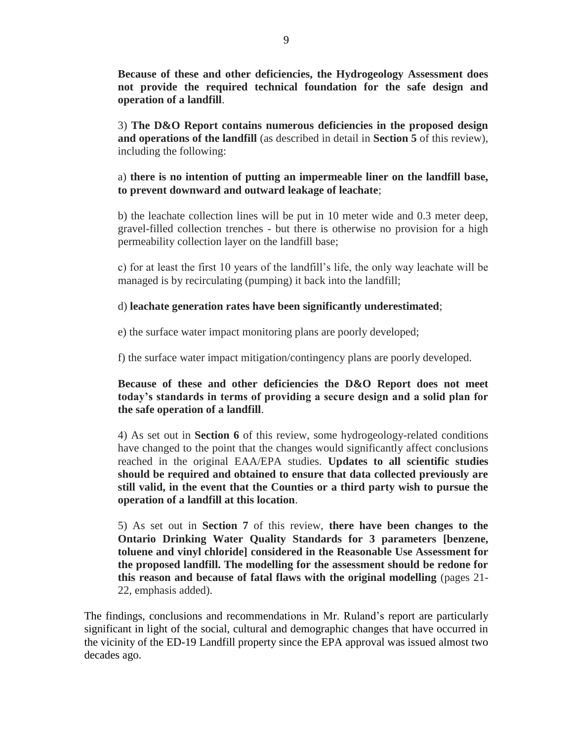**Because of these and other deficiencies, the Hydrogeology Assessment does not provide the required technical foundation for the safe design and operation of a landfill**.

3) **The D&O Report contains numerous deficiencies in the proposed design and operations of the landfill** (as described in detail in **Section 5** of this review), including the following:

a) **there is no intention of putting an impermeable liner on the landfill base, to prevent downward and outward leakage of leachate**;

b) the leachate collection lines will be put in 10 meter wide and 0.3 meter deep, gravel-filled collection trenches - but there is otherwise no provision for a high permeability collection layer on the landfill base;

c) for at least the first 10 years of the landfill's life, the only way leachate will be managed is by recirculating (pumping) it back into the landfill;

d) **leachate generation rates have been significantly underestimated**;

e) the surface water impact monitoring plans are poorly developed;

f) the surface water impact mitigation/contingency plans are poorly developed.

**Because of these and other deficiencies the D&O Report does not meet today's standards in terms of providing a secure design and a solid plan for the safe operation of a landfill**.

4) As set out in **Section 6** of this review, some hydrogeology-related conditions have changed to the point that the changes would significantly affect conclusions reached in the original EAA/EPA studies. **Updates to all scientific studies should be required and obtained to ensure that data collected previously are still valid, in the event that the Counties or a third party wish to pursue the operation of a landfill at this location**.

5) As set out in **Section 7** of this review, **there have been changes to the Ontario Drinking Water Quality Standards for 3 parameters [benzene, toluene and vinyl chloride] considered in the Reasonable Use Assessment for the proposed landfill. The modelling for the assessment should be redone for this reason and because of fatal flaws with the original modelling** (pages 21-22, emphasis added).

The findings, conclusions and recommendations in Mr. Ruland's report are particularly significant in light of the social, cultural and demographic changes that have occurred in the vicinity of the ED-19 Landfill property since the EPA approval was issued almost two decades ago.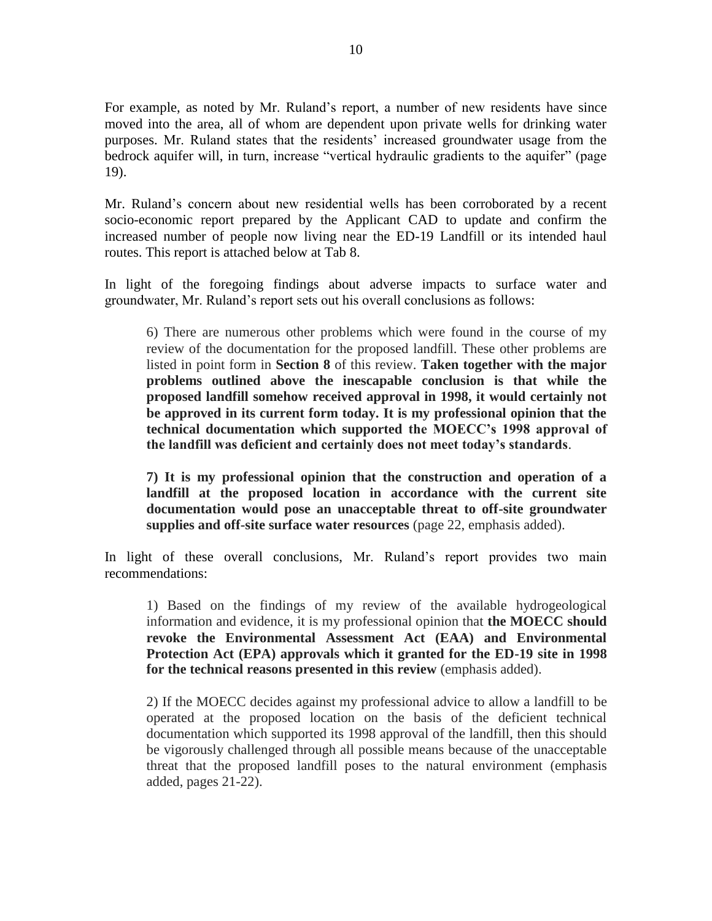For example, as noted by Mr. Ruland's report, a number of new residents have since moved into the area, all of whom are dependent upon private wells for drinking water purposes. Mr. Ruland states that the residents' increased groundwater usage from the bedrock aquifer will, in turn, increase "vertical hydraulic gradients to the aquifer" (page 19).

Mr. Ruland's concern about new residential wells has been corroborated by a recent socio-economic report prepared by the Applicant CAD to update and confirm the increased number of people now living near the ED-19 Landfill or its intended haul routes. This report is attached below at Tab 8.

In light of the foregoing findings about adverse impacts to surface water and groundwater, Mr. Ruland's report sets out his overall conclusions as follows:

> 6) There are numerous other problems which were found in the course of my review of the documentation for the proposed landfill. These other problems are listed in point form in **Section 8** of this review. **Taken together with the major problems outlined above the inescapable conclusion is that while the proposed landfill somehow received approval in 1998, it would certainly not be approved in its current form today. It is my professional opinion that the technical documentation which supported the MOECC's 1998 approval of the landfill was deficient and certainly does not meet today's standards**.
>
> **7) It is my professional opinion that the construction and operation of a landfill at the proposed location in accordance with the current site documentation would pose an unacceptable threat to off-site groundwater supplies and off-site surface water resources** (page 22, emphasis added).

In light of these overall conclusions, Mr. Ruland's report provides two main recommendations:

> 1) Based on the findings of my review of the available hydrogeological information and evidence, it is my professional opinion that **the MOECC should revoke the Environmental Assessment Act (EAA) and Environmental Protection Act (EPA) approvals which it granted for the ED-19 site in 1998 for the technical reasons presented in this review** (emphasis added).
>
> 2) If the MOECC decides against my professional advice to allow a landfill to be operated at the proposed location on the basis of the deficient technical documentation which supported its 1998 approval of the landfill, then this should be vigorously challenged through all possible means because of the unacceptable threat that the proposed landfill poses to the natural environment (emphasis added, pages 21-22).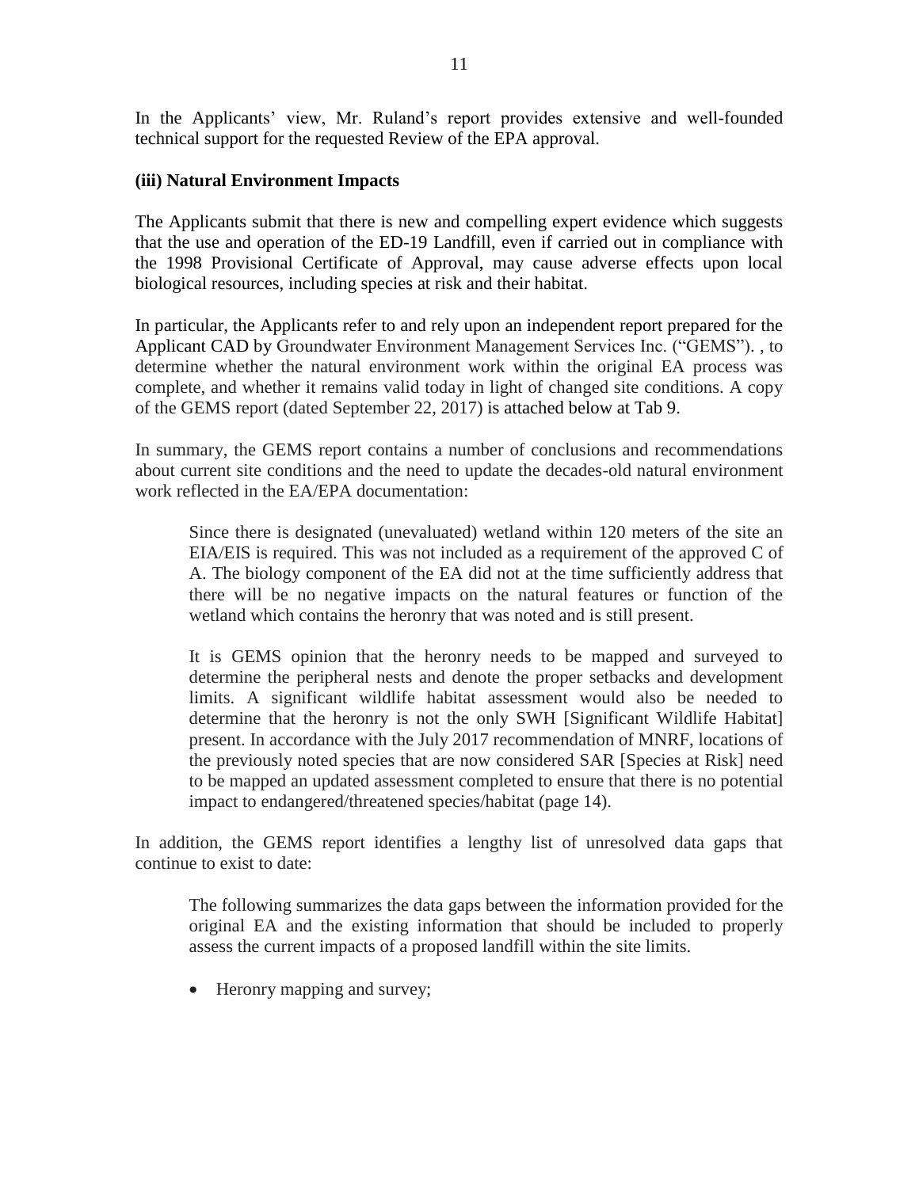In the Applicants' view, Mr. Ruland's report provides extensive and well-founded technical support for the requested Review of the EPA approval.

**(iii) Natural Environment Impacts**

The Applicants submit that there is new and compelling expert evidence which suggests that the use and operation of the ED-19 Landfill, even if carried out in compliance with the 1998 Provisional Certificate of Approval, may cause adverse effects upon local biological resources, including species at risk and their habitat.

In particular, the Applicants refer to and rely upon an independent report prepared for the Applicant CAD by Groundwater Environment Management Services Inc. ("GEMS"). , to determine whether the natural environment work within the original EA process was complete, and whether it remains valid today in light of changed site conditions. A copy of the GEMS report (dated September 22, 2017) is attached below at Tab 9.

In summary, the GEMS report contains a number of conclusions and recommendations about current site conditions and the need to update the decades-old natural environment work reflected in the EA/EPA documentation:

> Since there is designated (unevaluated) wetland within 120 meters of the site an EIA/EIS is required. This was not included as a requirement of the approved C of A. The biology component of the EA did not at the time sufficiently address that there will be no negative impacts on the natural features or function of the wetland which contains the heronry that was noted and is still present.
>
> It is GEMS opinion that the heronry needs to be mapped and surveyed to determine the peripheral nests and denote the proper setbacks and development limits. A significant wildlife habitat assessment would also be needed to determine that the heronry is not the only SWH [Significant Wildlife Habitat] present. In accordance with the July 2017 recommendation of MNRF, locations of the previously noted species that are now considered SAR [Species at Risk] need to be mapped an updated assessment completed to ensure that there is no potential impact to endangered/threatened species/habitat (page 14).

In addition, the GEMS report identifies a lengthy list of unresolved data gaps that continue to exist to date:

> The following summarizes the data gaps between the information provided for the original EA and the existing information that should be included to properly assess the current impacts of a proposed landfill within the site limits.
>
> - Heronry mapping and survey;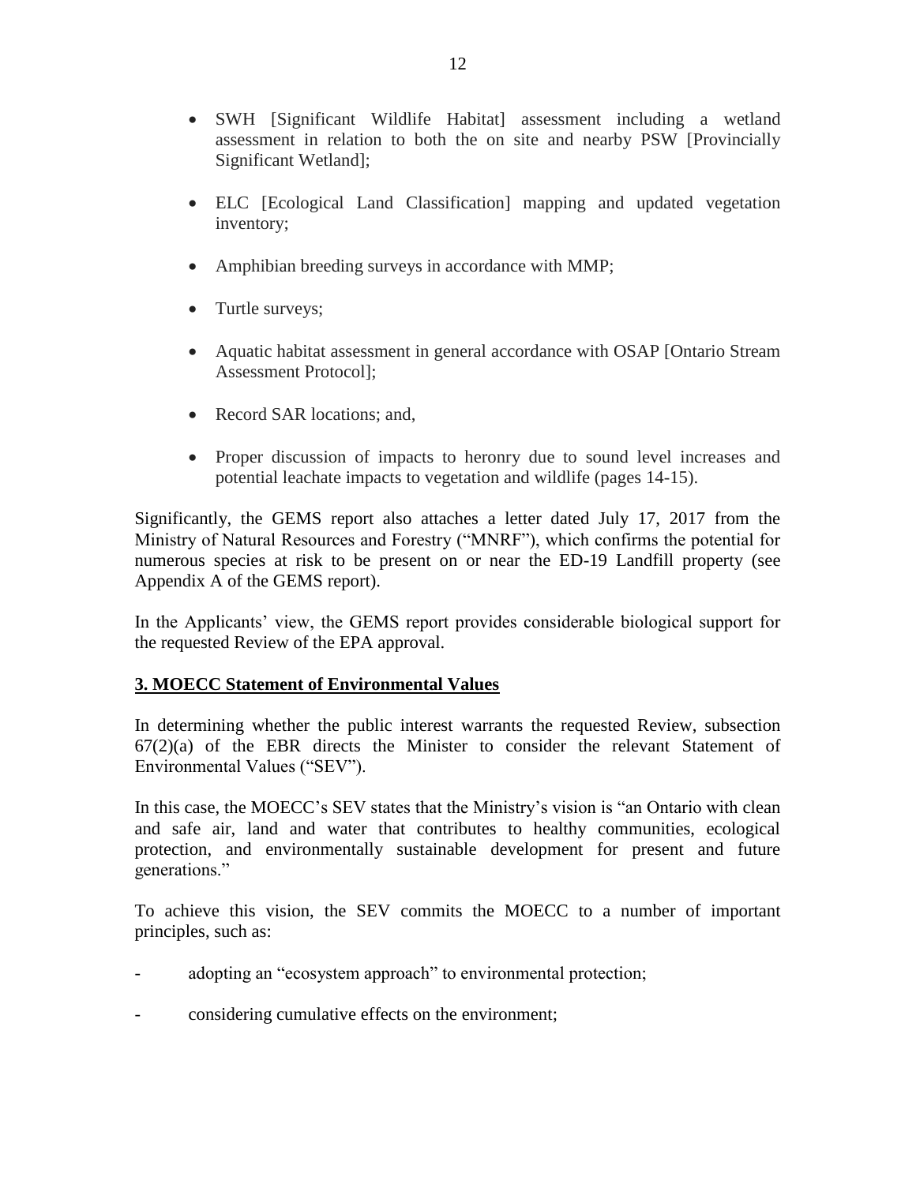- SWH [Significant Wildlife Habitat] assessment including a wetland assessment in relation to both the on site and nearby PSW [Provincially Significant Wetland];
- ELC [Ecological Land Classification] mapping and updated vegetation inventory;
- Amphibian breeding surveys in accordance with MMP;
- Turtle surveys;
- Aquatic habitat assessment in general accordance with OSAP [Ontario Stream Assessment Protocol];
- Record SAR locations; and,
- Proper discussion of impacts to heronry due to sound level increases and potential leachate impacts to vegetation and wildlife (pages 14-15).

Significantly, the GEMS report also attaches a letter dated July 17, 2017 from the Ministry of Natural Resources and Forestry ("MNRF"), which confirms the potential for numerous species at risk to be present on or near the ED-19 Landfill property (see Appendix A of the GEMS report).

In the Applicants' view, the GEMS report provides considerable biological support for the requested Review of the EPA approval.

**3. MOECC Statement of Environmental Values**

In determining whether the public interest warrants the requested Review, subsection 67(2)(a) of the EBR directs the Minister to consider the relevant Statement of Environmental Values ("SEV").

In this case, the MOECC's SEV states that the Ministry's vision is "an Ontario with clean and safe air, land and water that contributes to healthy communities, ecological protection, and environmentally sustainable development for present and future generations."

To achieve this vision, the SEV commits the MOECC to a number of important principles, such as:

- adopting an "ecosystem approach" to environmental protection;
- considering cumulative effects on the environment;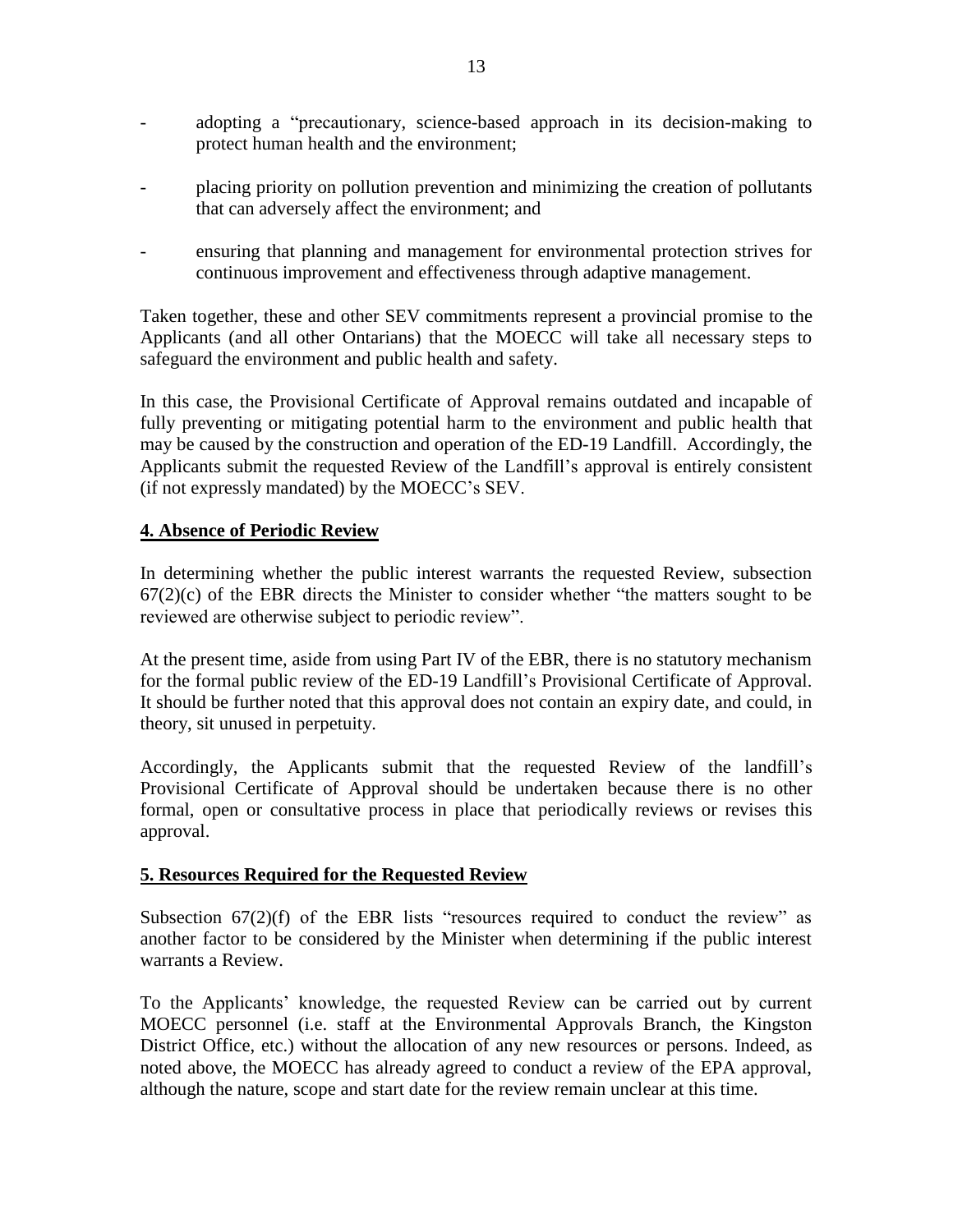- adopting a "precautionary, science-based approach in its decision-making to protect human health and the environment;

- placing priority on pollution prevention and minimizing the creation of pollutants that can adversely affect the environment; and

- ensuring that planning and management for environmental protection strives for continuous improvement and effectiveness through adaptive management.

Taken together, these and other SEV commitments represent a provincial promise to the Applicants (and all other Ontarians) that the MOECC will take all necessary steps to safeguard the environment and public health and safety.

In this case, the Provisional Certificate of Approval remains outdated and incapable of fully preventing or mitigating potential harm to the environment and public health that may be caused by the construction and operation of the ED-19 Landfill. Accordingly, the Applicants submit the requested Review of the Landfill's approval is entirely consistent (if not expressly mandated) by the MOECC's SEV.

## 4. Absence of Periodic Review

In determining whether the public interest warrants the requested Review, subsection 67(2)(c) of the EBR directs the Minister to consider whether "the matters sought to be reviewed are otherwise subject to periodic review".

At the present time, aside from using Part IV of the EBR, there is no statutory mechanism for the formal public review of the ED-19 Landfill's Provisional Certificate of Approval. It should be further noted that this approval does not contain an expiry date, and could, in theory, sit unused in perpetuity.

Accordingly, the Applicants submit that the requested Review of the landfill's Provisional Certificate of Approval should be undertaken because there is no other formal, open or consultative process in place that periodically reviews or revises this approval.

## 5. Resources Required for the Requested Review

Subsection 67(2)(f) of the EBR lists "resources required to conduct the review" as another factor to be considered by the Minister when determining if the public interest warrants a Review.

To the Applicants' knowledge, the requested Review can be carried out by current MOECC personnel (i.e. staff at the Environmental Approvals Branch, the Kingston District Office, etc.) without the allocation of any new resources or persons. Indeed, as noted above, the MOECC has already agreed to conduct a review of the EPA approval, although the nature, scope and start date for the review remain unclear at this time.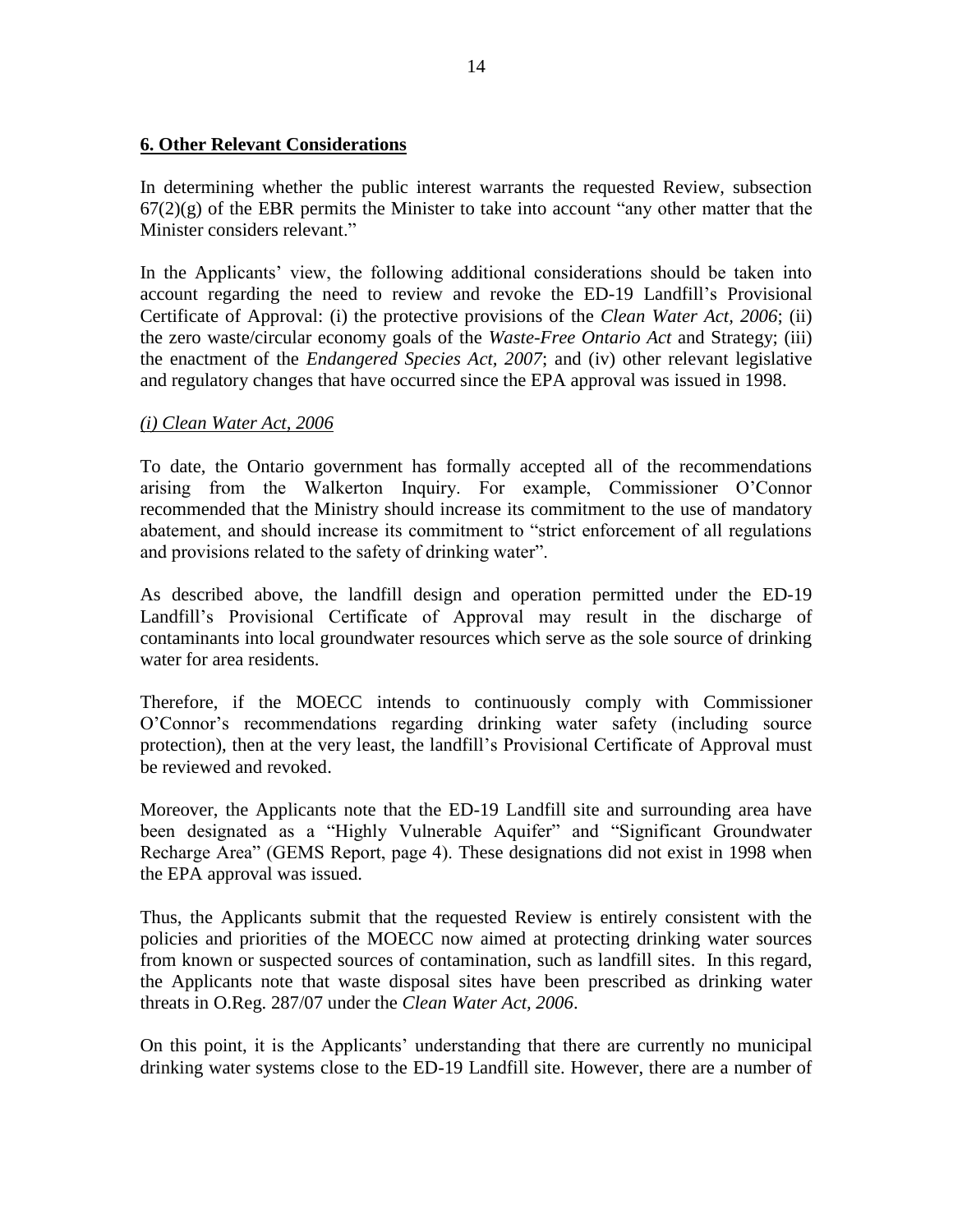## **6. Other Relevant Considerations**

In determining whether the public interest warrants the requested Review, subsection 67(2)(g) of the EBR permits the Minister to take into account "any other matter that the Minister considers relevant."

In the Applicants' view, the following additional considerations should be taken into account regarding the need to review and revoke the ED-19 Landfill's Provisional Certificate of Approval: (i) the protective provisions of the *Clean Water Act, 2006*; (ii) the zero waste/circular economy goals of the *Waste-Free Ontario Act* and Strategy; (iii) the enactment of the *Endangered Species Act, 2007*; and (iv) other relevant legislative and regulatory changes that have occurred since the EPA approval was issued in 1998.

### *(i) Clean Water Act, 2006*

To date, the Ontario government has formally accepted all of the recommendations arising from the Walkerton Inquiry. For example, Commissioner O'Connor recommended that the Ministry should increase its commitment to the use of mandatory abatement, and should increase its commitment to "strict enforcement of all regulations and provisions related to the safety of drinking water".

As described above, the landfill design and operation permitted under the ED-19 Landfill's Provisional Certificate of Approval may result in the discharge of contaminants into local groundwater resources which serve as the sole source of drinking water for area residents.

Therefore, if the MOECC intends to continuously comply with Commissioner O'Connor's recommendations regarding drinking water safety (including source protection), then at the very least, the landfill's Provisional Certificate of Approval must be reviewed and revoked.

Moreover, the Applicants note that the ED-19 Landfill site and surrounding area have been designated as a "Highly Vulnerable Aquifer" and "Significant Groundwater Recharge Area" (GEMS Report, page 4). These designations did not exist in 1998 when the EPA approval was issued.

Thus, the Applicants submit that the requested Review is entirely consistent with the policies and priorities of the MOECC now aimed at protecting drinking water sources from known or suspected sources of contamination, such as landfill sites. In this regard, the Applicants note that waste disposal sites have been prescribed as drinking water threats in O.Reg. 287/07 under the *Clean Water Act, 2006*.

On this point, it is the Applicants' understanding that there are currently no municipal drinking water systems close to the ED-19 Landfill site. However, there are a number of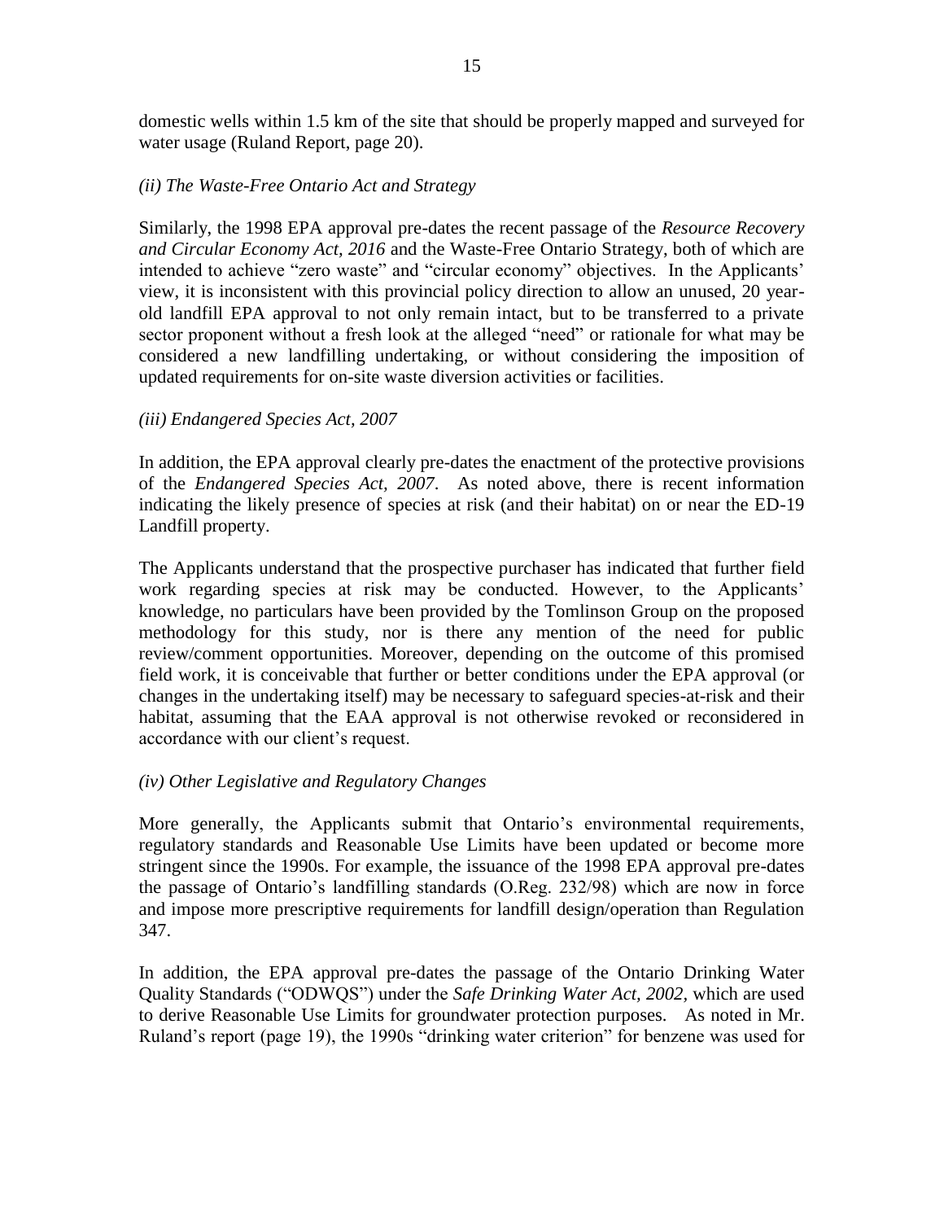domestic wells within 1.5 km of the site that should be properly mapped and surveyed for water usage (Ruland Report, page 20).

*(ii) The Waste-Free Ontario Act and Strategy*

Similarly, the 1998 EPA approval pre-dates the recent passage of the *Resource Recovery and Circular Economy Act, 2016* and the Waste-Free Ontario Strategy, both of which are intended to achieve "zero waste" and "circular economy" objectives. In the Applicants' view, it is inconsistent with this provincial policy direction to allow an unused, 20 year-old landfill EPA approval to not only remain intact, but to be transferred to a private sector proponent without a fresh look at the alleged "need" or rationale for what may be considered a new landfilling undertaking, or without considering the imposition of updated requirements for on-site waste diversion activities or facilities.

*(iii) Endangered Species Act, 2007*

In addition, the EPA approval clearly pre-dates the enactment of the protective provisions of the *Endangered Species Act, 2007*. As noted above, there is recent information indicating the likely presence of species at risk (and their habitat) on or near the ED-19 Landfill property.

The Applicants understand that the prospective purchaser has indicated that further field work regarding species at risk may be conducted. However, to the Applicants' knowledge, no particulars have been provided by the Tomlinson Group on the proposed methodology for this study, nor is there any mention of the need for public review/comment opportunities. Moreover, depending on the outcome of this promised field work, it is conceivable that further or better conditions under the EPA approval (or changes in the undertaking itself) may be necessary to safeguard species-at-risk and their habitat, assuming that the EAA approval is not otherwise revoked or reconsidered in accordance with our client's request.

*(iv) Other Legislative and Regulatory Changes*

More generally, the Applicants submit that Ontario's environmental requirements, regulatory standards and Reasonable Use Limits have been updated or become more stringent since the 1990s. For example, the issuance of the 1998 EPA approval pre-dates the passage of Ontario's landfilling standards (O.Reg. 232/98) which are now in force and impose more prescriptive requirements for landfill design/operation than Regulation 347.

In addition, the EPA approval pre-dates the passage of the Ontario Drinking Water Quality Standards ("ODWQS") under the *Safe Drinking Water Act, 2002*, which are used to derive Reasonable Use Limits for groundwater protection purposes. As noted in Mr. Ruland's report (page 19), the 1990s "drinking water criterion" for benzene was used for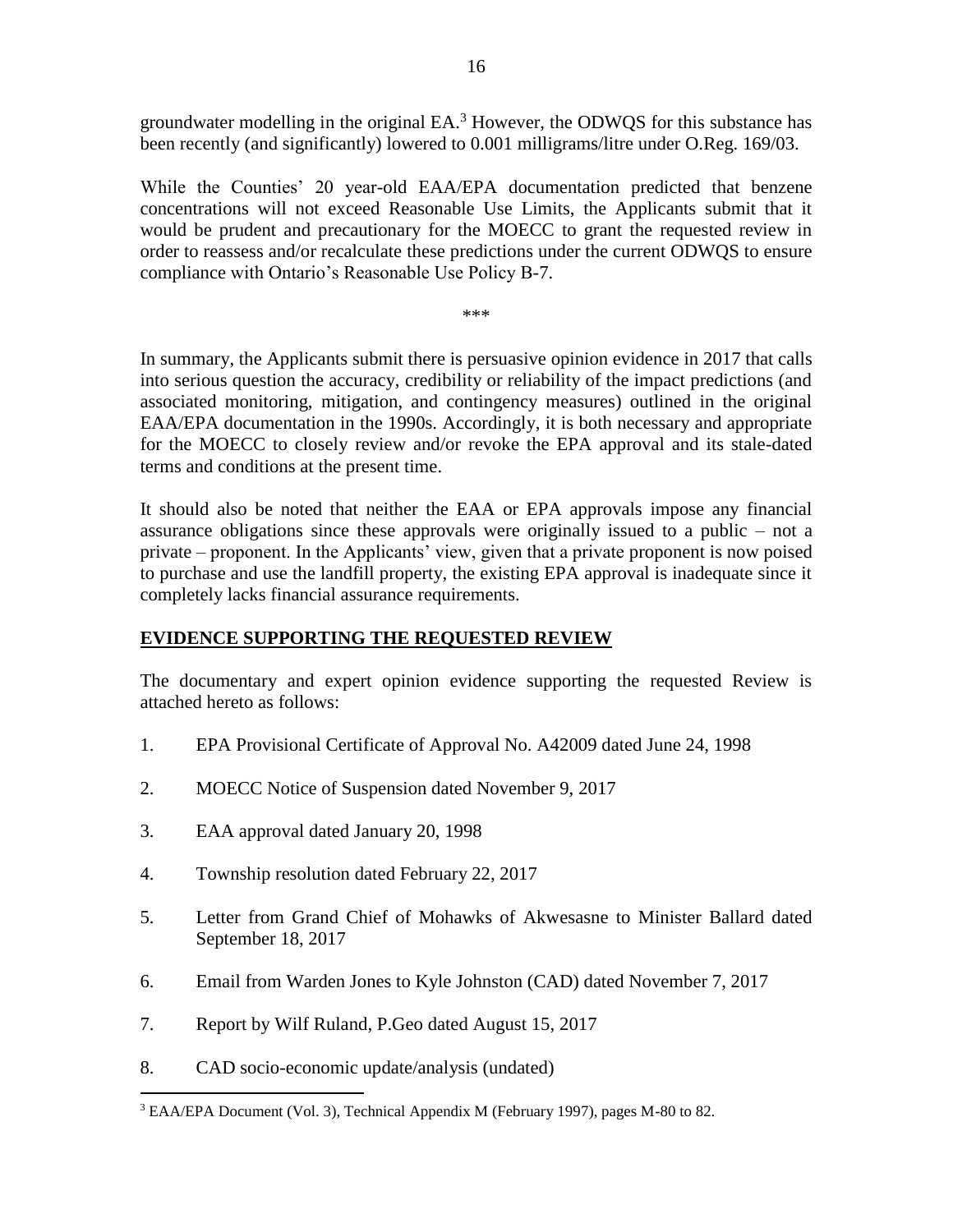groundwater modelling in the original EA.[3] However, the ODWQS for this substance has been recently (and significantly) lowered to 0.001 milligrams/litre under O.Reg. 169/03.

While the Counties' 20 year-old EAA/EPA documentation predicted that benzene concentrations will not exceed Reasonable Use Limits, the Applicants submit that it would be prudent and precautionary for the MOECC to grant the requested review in order to reassess and/or recalculate these predictions under the current ODWQS to ensure compliance with Ontario's Reasonable Use Policy B-7.

\*\*\*

In summary, the Applicants submit there is persuasive opinion evidence in 2017 that calls into serious question the accuracy, credibility or reliability of the impact predictions (and associated monitoring, mitigation, and contingency measures) outlined in the original EAA/EPA documentation in the 1990s. Accordingly, it is both necessary and appropriate for the MOECC to closely review and/or revoke the EPA approval and its stale-dated terms and conditions at the present time.

It should also be noted that neither the EAA or EPA approvals impose any financial assurance obligations since these approvals were originally issued to a public – not a private – proponent. In the Applicants' view, given that a private proponent is now poised to purchase and use the landfill property, the existing EPA approval is inadequate since it completely lacks financial assurance requirements.

## EVIDENCE SUPPORTING THE REQUESTED REVIEW

The documentary and expert opinion evidence supporting the requested Review is attached hereto as follows:

1. EPA Provisional Certificate of Approval No. A42009 dated June 24, 1998
2. MOECC Notice of Suspension dated November 9, 2017
3. EAA approval dated January 20, 1998
4. Township resolution dated February 22, 2017
5. Letter from Grand Chief of Mohawks of Akwesasne to Minister Ballard dated September 18, 2017
6. Email from Warden Jones to Kyle Johnston (CAD) dated November 7, 2017
7. Report by Wilf Ruland, P.Geo dated August 15, 2017
8. CAD socio-economic update/analysis (undated)

[3] EAA/EPA Document (Vol. 3), Technical Appendix M (February 1997), pages M-80 to 82.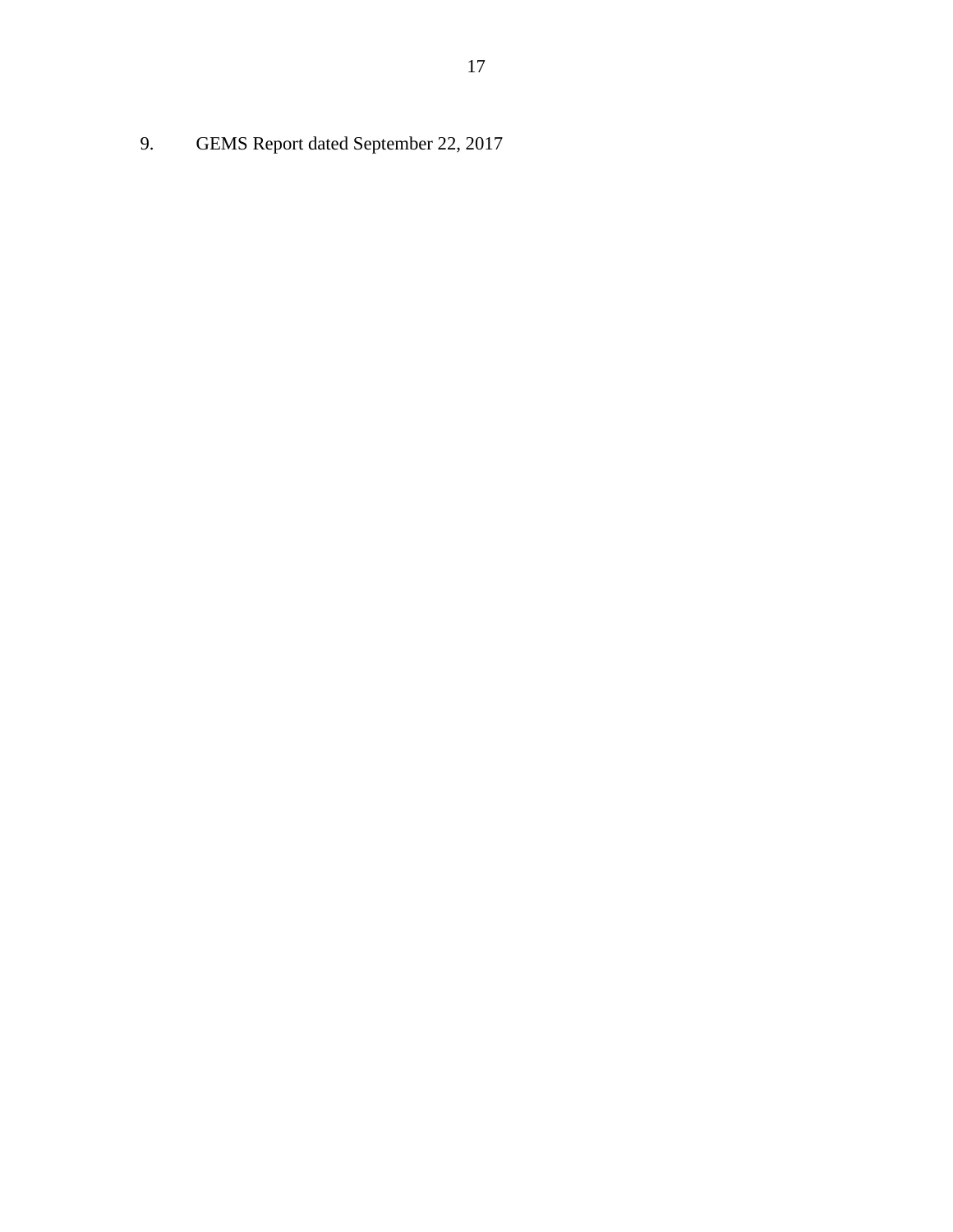9. GEMS Report dated September 22, 2017